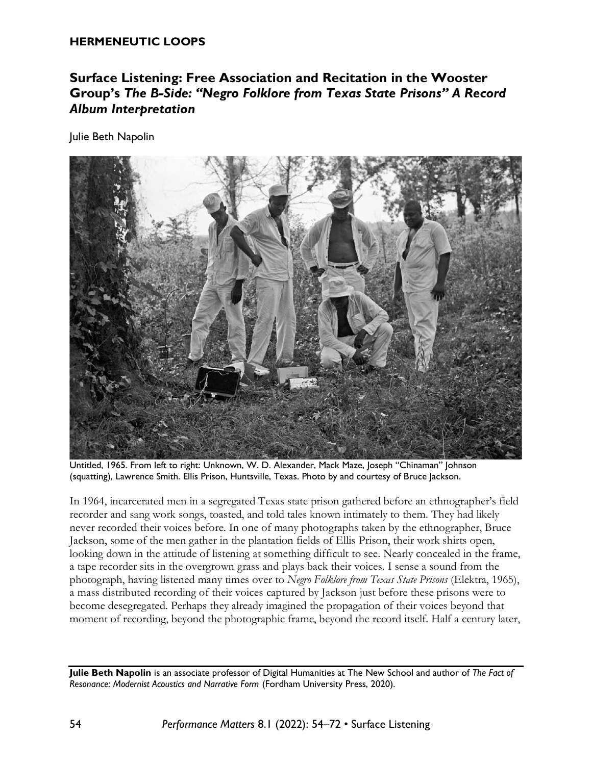**HERMENEUTIC LOOPS**

# Surface Listening: Free Association and Recitation in the Wooster Group's *The B-Side: "Negro Folklore from Texas State Prisons" A Record Album Interpretation*

Julie Beth Napolin

Untitled, 1965. From left to right: Unknown, W. D. Alexander, Mack Maze, Joseph "Chinaman" Johnson (squatting), Lawrence Smith. Ellis Prison, Huntsville, Texas. Photo by and courtesy of Bruce Jackson.

In 1964, incarcerated men in a segregated Texas state prison gathered before an ethnographer's field recorder and sang work songs, toasted, and told tales known intimately to them. They had likely never recorded their voices before. In one of many photographs taken by the ethnographer, Bruce Jackson, some of the men gather in the plantation fields of Ellis Prison, their work shirts open, looking down in the attitude of listening at something difficult to see. Nearly concealed in the frame, a tape recorder sits in the overgrown grass and plays back their voices. I sense a sound from the photograph, having listened many times over to *Negro Folklore from Texas State Prisons* (Elektra, 1965), a mass distributed recording of their voices captured by Jackson just before these prisons were to become desegregated. Perhaps they already imagined the propagation of their voices beyond that moment of recording, beyond the photographic frame, beyond the record itself. Half a century later,

**Julie Beth Napolin** is an associate professor of Digital Humanities at The New School and author of *The Fact of Resonance: Modernist Acoustics and Narrative Form* (Fordham University Press, 2020).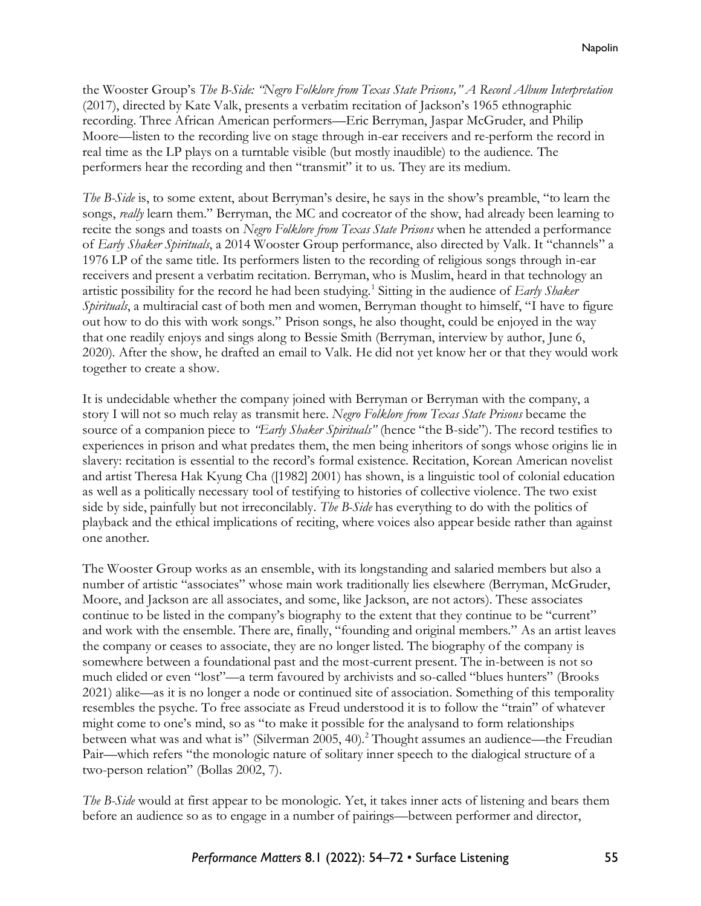the Wooster Group's *The B-Side: "Negro Folklore from Texas State Prisons," A Record Album Interpretation* (2017), directed by Kate Valk, presents a verbatim recitation of Jackson's 1965 ethnographic recording. Three African American performers—Eric Berryman, Jaspar McGruder, and Philip Moore—listen to the recording live on stage through in-ear receivers and re-perform the record in real time as the LP plays on a turntable visible (but mostly inaudible) to the audience. The performers hear the recording and then "transmit" it to us. They are its medium.

*The B-Side* is, to some extent, about Berryman's desire, he says in the show's preamble, "to learn the songs, *really* learn them." Berryman, the MC and cocreator of the show, had already been learning to recite the songs and toasts on *Negro Folklore from Texas State Prisons* when he attended a performance of *Early Shaker Spirituals*, a 2014 Wooster Group performance, also directed by Valk. It "channels" a 1976 LP of the same title. Its performers listen to the recording of religious songs through in-ear receivers and present a verbatim recitation. Berryman, who is Muslim, heard in that technology an artistic possibility for the record he had been studying.[1] Sitting in the audience of *Early Shaker Spirituals*, a multiracial cast of both men and women, Berryman thought to himself, "I have to figure out how to do this with work songs." Prison songs, he also thought, could be enjoyed in the way that one readily enjoys and sings along to Bessie Smith (Berryman, interview by author, June 6, 2020). After the show, he drafted an email to Valk. He did not yet know her or that they would work together to create a show.

It is undecidable whether the company joined with Berryman or Berryman with the company, a story I will not so much relay as transmit here. *Negro Folklore from Texas State Prisons* became the source of a companion piece to *"Early Shaker Spirituals"* (hence "the B-side"). The record testifies to experiences in prison and what predates them, the men being inheritors of songs whose origins lie in slavery: recitation is essential to the record's formal existence. Recitation, Korean American novelist and artist Theresa Hak Kyung Cha ([1982] 2001) has shown, is a linguistic tool of colonial education as well as a politically necessary tool of testifying to histories of collective violence. The two exist side by side, painfully but not irreconcilably. *The B-Side* has everything to do with the politics of playback and the ethical implications of reciting, where voices also appear beside rather than against one another.

The Wooster Group works as an ensemble, with its longstanding and salaried members but also a number of artistic "associates" whose main work traditionally lies elsewhere (Berryman, McGruder, Moore, and Jackson are all associates, and some, like Jackson, are not actors). These associates continue to be listed in the company's biography to the extent that they continue to be "current" and work with the ensemble. There are, finally, "founding and original members." As an artist leaves the company or ceases to associate, they are no longer listed. The biography of the company is somewhere between a foundational past and the most-current present. The in-between is not so much elided or even "lost"—a term favoured by archivists and so-called "blues hunters" (Brooks 2021) alike—as it is no longer a node or continued site of association. Something of this temporality resembles the psyche. To free associate as Freud understood it is to follow the "train" of whatever might come to one's mind, so as "to make it possible for the analysand to form relationships between what was and what is" (Silverman 2005, 40).[2] Thought assumes an audience—the Freudian Pair—which refers "the monologic nature of solitary inner speech to the dialogical structure of a two-person relation" (Bollas 2002, 7).

*The B-Side* would at first appear to be monologic. Yet, it takes inner acts of listening and bears them before an audience so as to engage in a number of pairings—between performer and director,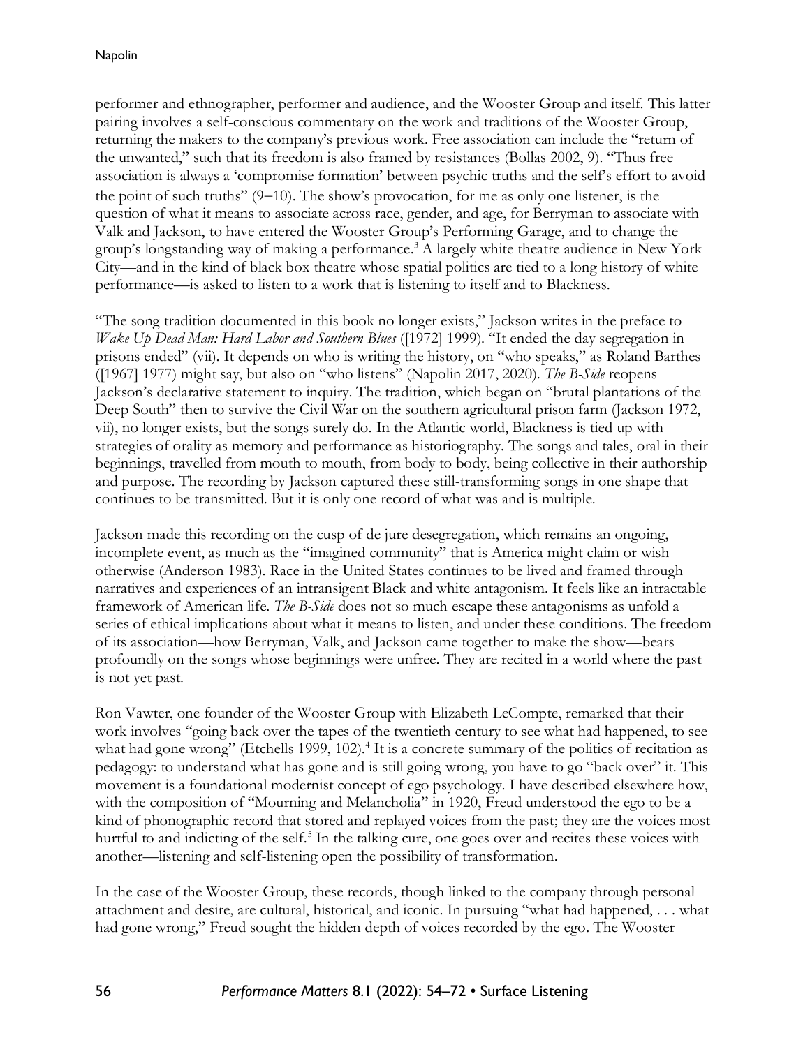performer and ethnographer, performer and audience, and the Wooster Group and itself. This latter pairing involves a self-conscious commentary on the work and traditions of the Wooster Group, returning the makers to the company's previous work. Free association can include the "return of the unwanted," such that its freedom is also framed by resistances (Bollas 2002, 9). "Thus free association is always a 'compromise formation' between psychic truths and the self's effort to avoid the point of such truths" (9–10). The show's provocation, for me as only one listener, is the question of what it means to associate across race, gender, and age, for Berryman to associate with Valk and Jackson, to have entered the Wooster Group's Performing Garage, and to change the group's longstanding way of making a performance.[3] A largely white theatre audience in New York City—and in the kind of black box theatre whose spatial politics are tied to a long history of white performance—is asked to listen to a work that is listening to itself and to Blackness.

"The song tradition documented in this book no longer exists," Jackson writes in the preface to *Wake Up Dead Man: Hard Labor and Southern Blues* ([1972] 1999). "It ended the day segregation in prisons ended" (vii). It depends on who is writing the history, on "who speaks," as Roland Barthes ([1967] 1977) might say, but also on "who listens" (Napolin 2017, 2020). *The B-Side* reopens Jackson's declarative statement to inquiry. The tradition, which began on "brutal plantations of the Deep South" then to survive the Civil War on the southern agricultural prison farm (Jackson 1972, vii), no longer exists, but the songs surely do. In the Atlantic world, Blackness is tied up with strategies of orality as memory and performance as historiography. The songs and tales, oral in their beginnings, travelled from mouth to mouth, from body to body, being collective in their authorship and purpose. The recording by Jackson captured these still-transforming songs in one shape that continues to be transmitted. But it is only one record of what was and is multiple.

Jackson made this recording on the cusp of de jure desegregation, which remains an ongoing, incomplete event, as much as the "imagined community" that is America might claim or wish otherwise (Anderson 1983). Race in the United States continues to be lived and framed through narratives and experiences of an intransigent Black and white antagonism. It feels like an intractable framework of American life. *The B-Side* does not so much escape these antagonisms as unfold a series of ethical implications about what it means to listen, and under these conditions. The freedom of its association—how Berryman, Valk, and Jackson came together to make the show—bears profoundly on the songs whose beginnings were unfree. They are recited in a world where the past is not yet past.

Ron Vawter, one founder of the Wooster Group with Elizabeth LeCompte, remarked that their work involves "going back over the tapes of the twentieth century to see what had happened, to see what had gone wrong" (Etchells 1999, 102).[4] It is a concrete summary of the politics of recitation as pedagogy: to understand what has gone and is still going wrong, you have to go "back over" it. This movement is a foundational modernist concept of ego psychology. I have described elsewhere how, with the composition of "Mourning and Melancholia" in 1920, Freud understood the ego to be a kind of phonographic record that stored and replayed voices from the past; they are the voices most hurtful to and indicting of the self.[5] In the talking cure, one goes over and recites these voices with another—listening and self-listening open the possibility of transformation.

In the case of the Wooster Group, these records, though linked to the company through personal attachment and desire, are cultural, historical, and iconic. In pursuing "what had happened, . . . what had gone wrong," Freud sought the hidden depth of voices recorded by the ego. The Wooster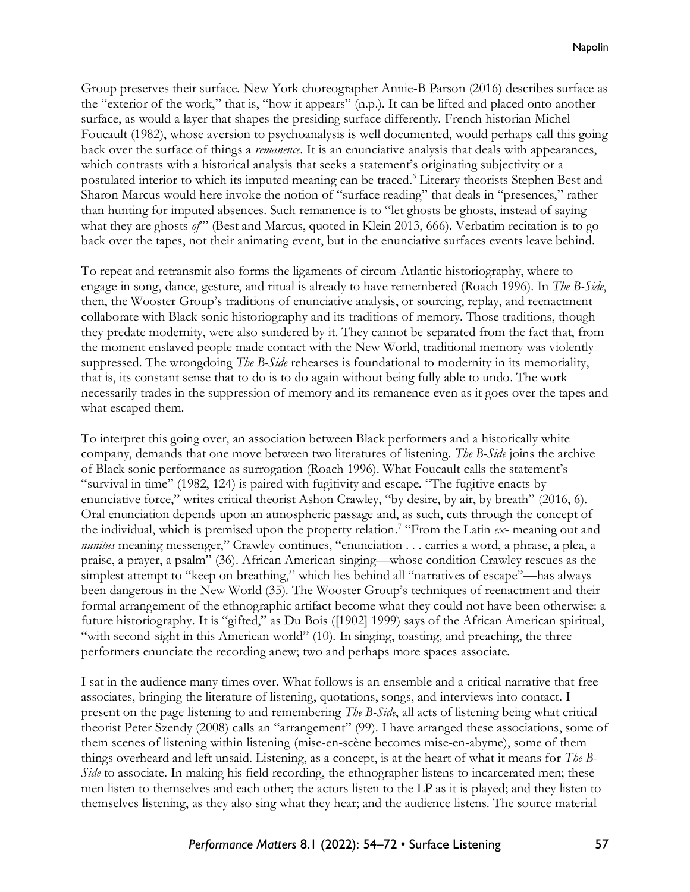Group preserves their surface. New York choreographer Annie-B Parson (2016) describes surface as the "exterior of the work," that is, "how it appears" (n.p.). It can be lifted and placed onto another surface, as would a layer that shapes the presiding surface differently. French historian Michel Foucault (1982), whose aversion to psychoanalysis is well documented, would perhaps call this going back over the surface of things a *remanence*. It is an enunciative analysis that deals with appearances, which contrasts with a historical analysis that seeks a statement's originating subjectivity or a postulated interior to which its imputed meaning can be traced.[6] Literary theorists Stephen Best and Sharon Marcus would here invoke the notion of "surface reading" that deals in "presences," rather than hunting for imputed absences. Such remanence is to "let ghosts be ghosts, instead of saying what they are ghosts *of*" (Best and Marcus, quoted in Klein 2013, 666). Verbatim recitation is to go back over the tapes, not their animating event, but in the enunciative surfaces events leave behind.

To repeat and retransmit also forms the ligaments of circum-Atlantic historiography, where to engage in song, dance, gesture, and ritual is already to have remembered (Roach 1996). In *The B-Side*, then, the Wooster Group's traditions of enunciative analysis, or sourcing, replay, and reenactment collaborate with Black sonic historiography and its traditions of memory. Those traditions, though they predate modernity, were also sundered by it. They cannot be separated from the fact that, from the moment enslaved people made contact with the New World, traditional memory was violently suppressed. The wrongdoing *The B-Side* rehearses is foundational to modernity in its memoriality, that is, its constant sense that to do is to do again without being fully able to undo. The work necessarily trades in the suppression of memory and its remanence even as it goes over the tapes and what escaped them.

To interpret this going over, an association between Black performers and a historically white company, demands that one move between two literatures of listening. *The B-Side* joins the archive of Black sonic performance as surrogation (Roach 1996). What Foucault calls the statement's "survival in time" (1982, 124) is paired with fugitivity and escape. "The fugitive enacts by enunciative force," writes critical theorist Ashon Crawley, "by desire, by air, by breath" (2016, 6). Oral enunciation depends upon an atmospheric passage and, as such, cuts through the concept of the individual, which is premised upon the property relation.[7] "From the Latin *ex-* meaning out and *nunitus* meaning messenger," Crawley continues, "enunciation . . . carries a word, a phrase, a plea, a praise, a prayer, a psalm" (36). African American singing—whose condition Crawley rescues as the simplest attempt to "keep on breathing," which lies behind all "narratives of escape"—has always been dangerous in the New World (35). The Wooster Group's techniques of reenactment and their formal arrangement of the ethnographic artifact become what they could not have been otherwise: a future historiography. It is "gifted," as Du Bois ([1902] 1999) says of the African American spiritual, "with second-sight in this American world" (10). In singing, toasting, and preaching, the three performers enunciate the recording anew; two and perhaps more spaces associate.

I sat in the audience many times over. What follows is an ensemble and a critical narrative that free associates, bringing the literature of listening, quotations, songs, and interviews into contact. I present on the page listening to and remembering *The B-Side*, all acts of listening being what critical theorist Peter Szendy (2008) calls an "arrangement" (99). I have arranged these associations, some of them scenes of listening within listening (mise-en-scène becomes mise-en-abyme), some of them things overheard and left unsaid. Listening, as a concept, is at the heart of what it means for *The B-Side* to associate. In making his field recording, the ethnographer listens to incarcerated men; these men listen to themselves and each other; the actors listen to the LP as it is played; and they listen to themselves listening, as they also sing what they hear; and the audience listens. The source material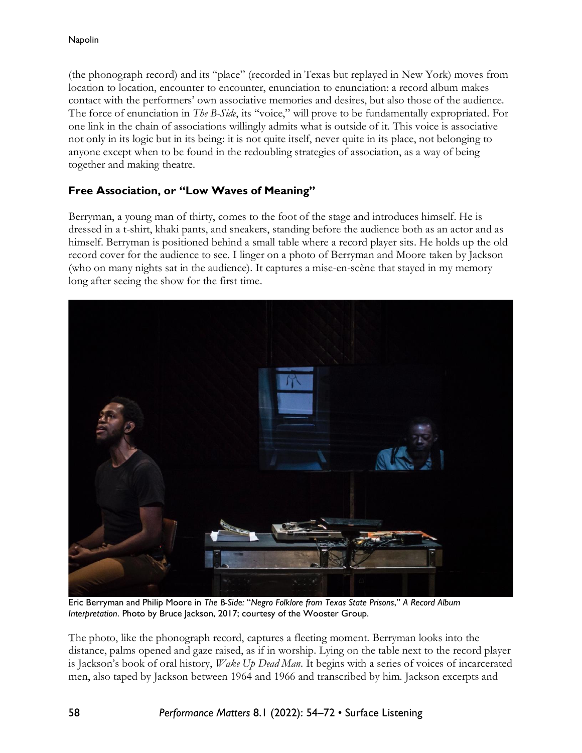(the phonograph record) and its "place" (recorded in Texas but replayed in New York) moves from location to location, encounter to encounter, enunciation to enunciation: a record album makes contact with the performers' own associative memories and desires, but also those of the audience. The force of enunciation in *The B-Side*, its "voice," will prove to be fundamentally expropriated. For one link in the chain of associations willingly admits what is outside of it. This voice is associative not only in its logic but in its being: it is not quite itself, never quite in its place, not belonging to anyone except when to be found in the redoubling strategies of association, as a way of being together and making theatre.

## Free Association, or "Low Waves of Meaning"

Berryman, a young man of thirty, comes to the foot of the stage and introduces himself. He is dressed in a t-shirt, khaki pants, and sneakers, standing before the audience both as an actor and as himself. Berryman is positioned behind a small table where a record player sits. He holds up the old record cover for the audience to see. I linger on a photo of Berryman and Moore taken by Jackson (who on many nights sat in the audience). It captures a mise-en-scène that stayed in my memory long after seeing the show for the first time.

Eric Berryman and Philip Moore in *The B-Side:* "*Negro Folklore from Texas State Prisons*," *A Record Album Interpretation*. Photo by Bruce Jackson, 2017; courtesy of the Wooster Group.

The photo, like the phonograph record, captures a fleeting moment. Berryman looks into the distance, palms opened and gaze raised, as if in worship. Lying on the table next to the record player is Jackson's book of oral history, *Wake Up Dead Man*. It begins with a series of voices of incarcerated men, also taped by Jackson between 1964 and 1966 and transcribed by him. Jackson excerpts and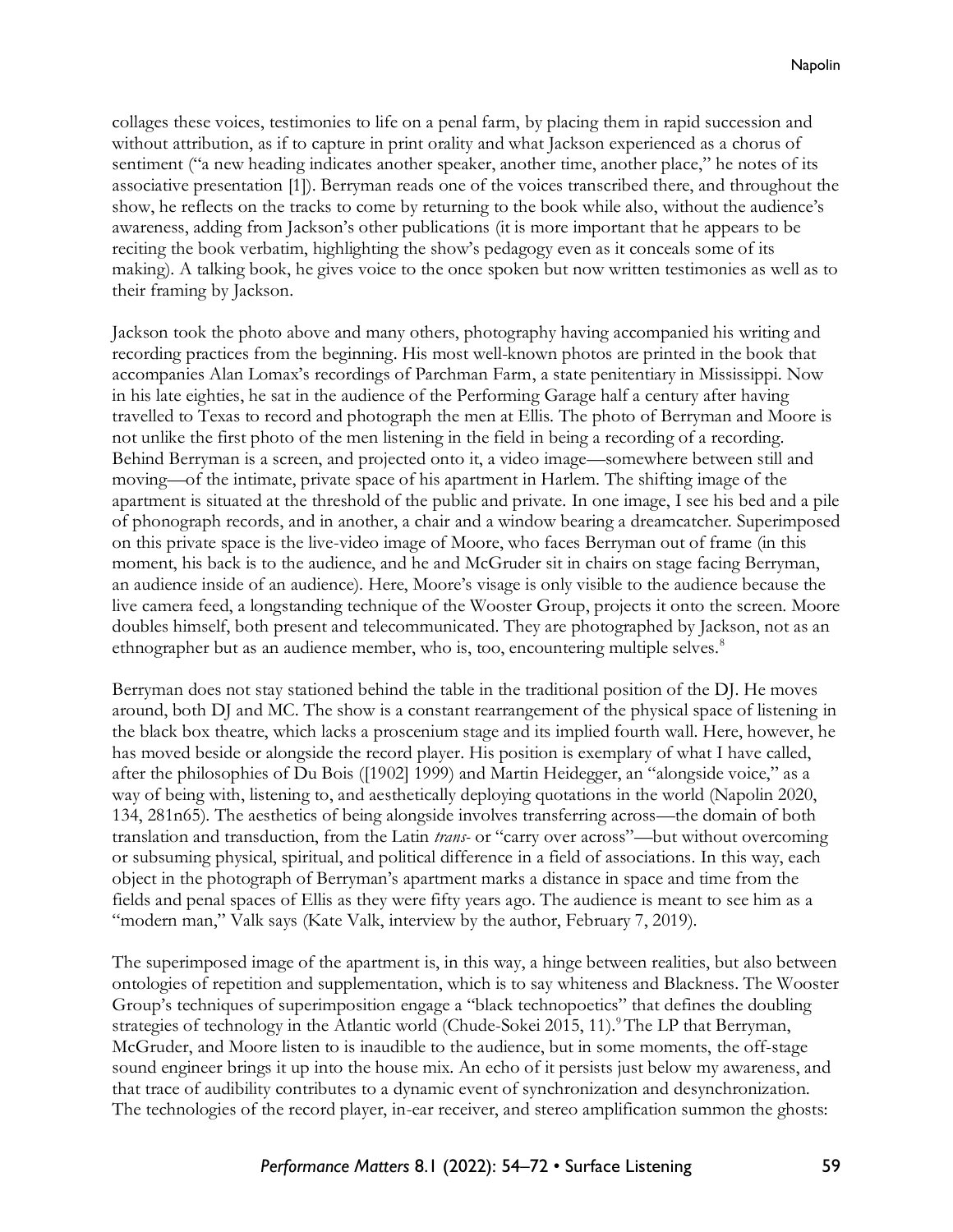collages these voices, testimonies to life on a penal farm, by placing them in rapid succession and without attribution, as if to capture in print orality and what Jackson experienced as a chorus of sentiment ("a new heading indicates another speaker, another time, another place," he notes of its associative presentation [1]). Berryman reads one of the voices transcribed there, and throughout the show, he reflects on the tracks to come by returning to the book while also, without the audience's awareness, adding from Jackson's other publications (it is more important that he appears to be reciting the book verbatim, highlighting the show's pedagogy even as it conceals some of its making). A talking book, he gives voice to the once spoken but now written testimonies as well as to their framing by Jackson.

Jackson took the photo above and many others, photography having accompanied his writing and recording practices from the beginning. His most well-known photos are printed in the book that accompanies Alan Lomax's recordings of Parchman Farm, a state penitentiary in Mississippi. Now in his late eighties, he sat in the audience of the Performing Garage half a century after having travelled to Texas to record and photograph the men at Ellis. The photo of Berryman and Moore is not unlike the first photo of the men listening in the field in being a recording of a recording. Behind Berryman is a screen, and projected onto it, a video image—somewhere between still and moving—of the intimate, private space of his apartment in Harlem. The shifting image of the apartment is situated at the threshold of the public and private. In one image, I see his bed and a pile of phonograph records, and in another, a chair and a window bearing a dreamcatcher. Superimposed on this private space is the live-video image of Moore, who faces Berryman out of frame (in this moment, his back is to the audience, and he and McGruder sit in chairs on stage facing Berryman, an audience inside of an audience). Here, Moore's visage is only visible to the audience because the live camera feed, a longstanding technique of the Wooster Group, projects it onto the screen. Moore doubles himself, both present and telecommunicated. They are photographed by Jackson, not as an ethnographer but as an audience member, who is, too, encountering multiple selves.[8]

Berryman does not stay stationed behind the table in the traditional position of the DJ. He moves around, both DJ and MC. The show is a constant rearrangement of the physical space of listening in the black box theatre, which lacks a proscenium stage and its implied fourth wall. Here, however, he has moved beside or alongside the record player. His position is exemplary of what I have called, after the philosophies of Du Bois ([1902] 1999) and Martin Heidegger, an "alongside voice," as a way of being with, listening to, and aesthetically deploying quotations in the world (Napolin 2020, 134, 281n65). The aesthetics of being alongside involves transferring across—the domain of both translation and transduction, from the Latin *trans-* or "carry over across"—but without overcoming or subsuming physical, spiritual, and political difference in a field of associations. In this way, each object in the photograph of Berryman's apartment marks a distance in space and time from the fields and penal spaces of Ellis as they were fifty years ago. The audience is meant to see him as a "modern man," Valk says (Kate Valk, interview by the author, February 7, 2019).

The superimposed image of the apartment is, in this way, a hinge between realities, but also between ontologies of repetition and supplementation, which is to say whiteness and Blackness. The Wooster Group's techniques of superimposition engage a "black technopoetics" that defines the doubling strategies of technology in the Atlantic world (Chude-Sokei 2015, 11).[9] The LP that Berryman, McGruder, and Moore listen to is inaudible to the audience, but in some moments, the off-stage sound engineer brings it up into the house mix. An echo of it persists just below my awareness, and that trace of audibility contributes to a dynamic event of synchronization and desynchronization. The technologies of the record player, in-ear receiver, and stereo amplification summon the ghosts: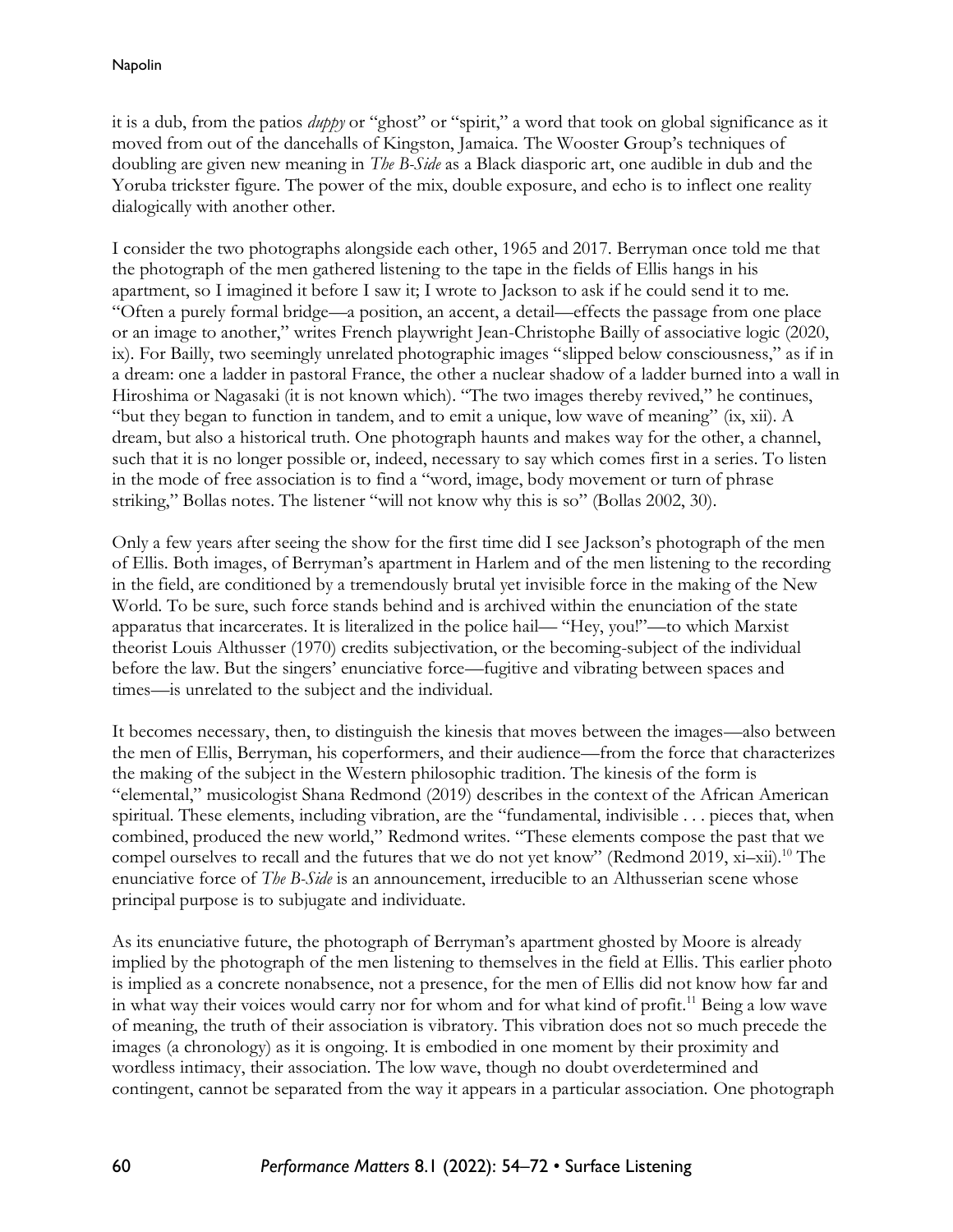it is a dub, from the patios *duppy* or "ghost" or "spirit," a word that took on global significance as it moved from out of the dancehalls of Kingston, Jamaica. The Wooster Group's techniques of doubling are given new meaning in *The B-Side* as a Black diasporic art, one audible in dub and the Yoruba trickster figure. The power of the mix, double exposure, and echo is to inflect one reality dialogically with another other.

I consider the two photographs alongside each other, 1965 and 2017. Berryman once told me that the photograph of the men gathered listening to the tape in the fields of Ellis hangs in his apartment, so I imagined it before I saw it; I wrote to Jackson to ask if he could send it to me. "Often a purely formal bridge—a position, an accent, a detail—effects the passage from one place or an image to another," writes French playwright Jean-Christophe Bailly of associative logic (2020, ix). For Bailly, two seemingly unrelated photographic images "slipped below consciousness," as if in a dream: one a ladder in pastoral France, the other a nuclear shadow of a ladder burned into a wall in Hiroshima or Nagasaki (it is not known which). "The two images thereby revived," he continues, "but they began to function in tandem, and to emit a unique, low wave of meaning" (ix, xii). A dream, but also a historical truth. One photograph haunts and makes way for the other, a channel, such that it is no longer possible or, indeed, necessary to say which comes first in a series. To listen in the mode of free association is to find a "word, image, body movement or turn of phrase striking," Bollas notes. The listener "will not know why this is so" (Bollas 2002, 30).

Only a few years after seeing the show for the first time did I see Jackson's photograph of the men of Ellis. Both images, of Berryman's apartment in Harlem and of the men listening to the recording in the field, are conditioned by a tremendously brutal yet invisible force in the making of the New World. To be sure, such force stands behind and is archived within the enunciation of the state apparatus that incarcerates. It is literalized in the police hail— "Hey, you!"—to which Marxist theorist Louis Althusser (1970) credits subjectivation, or the becoming-subject of the individual before the law. But the singers' enunciative force—fugitive and vibrating between spaces and times—is unrelated to the subject and the individual.

It becomes necessary, then, to distinguish the kinesis that moves between the images—also between the men of Ellis, Berryman, his coperformers, and their audience—from the force that characterizes the making of the subject in the Western philosophic tradition. The kinesis of the form is "elemental," musicologist Shana Redmond (2019) describes in the context of the African American spiritual. These elements, including vibration, are the "fundamental, indivisible . . . pieces that, when combined, produced the new world," Redmond writes. "These elements compose the past that we compel ourselves to recall and the futures that we do not yet know" (Redmond 2019, xi–xii).[10] The enunciative force of *The B-Side* is an announcement, irreducible to an Althusserian scene whose principal purpose is to subjugate and individuate.

As its enunciative future, the photograph of Berryman's apartment ghosted by Moore is already implied by the photograph of the men listening to themselves in the field at Ellis. This earlier photo is implied as a concrete nonabsence, not a presence, for the men of Ellis did not know how far and in what way their voices would carry nor for whom and for what kind of profit.[11] Being a low wave of meaning, the truth of their association is vibratory. This vibration does not so much precede the images (a chronology) as it is ongoing. It is embodied in one moment by their proximity and wordless intimacy, their association. The low wave, though no doubt overdetermined and contingent, cannot be separated from the way it appears in a particular association. One photograph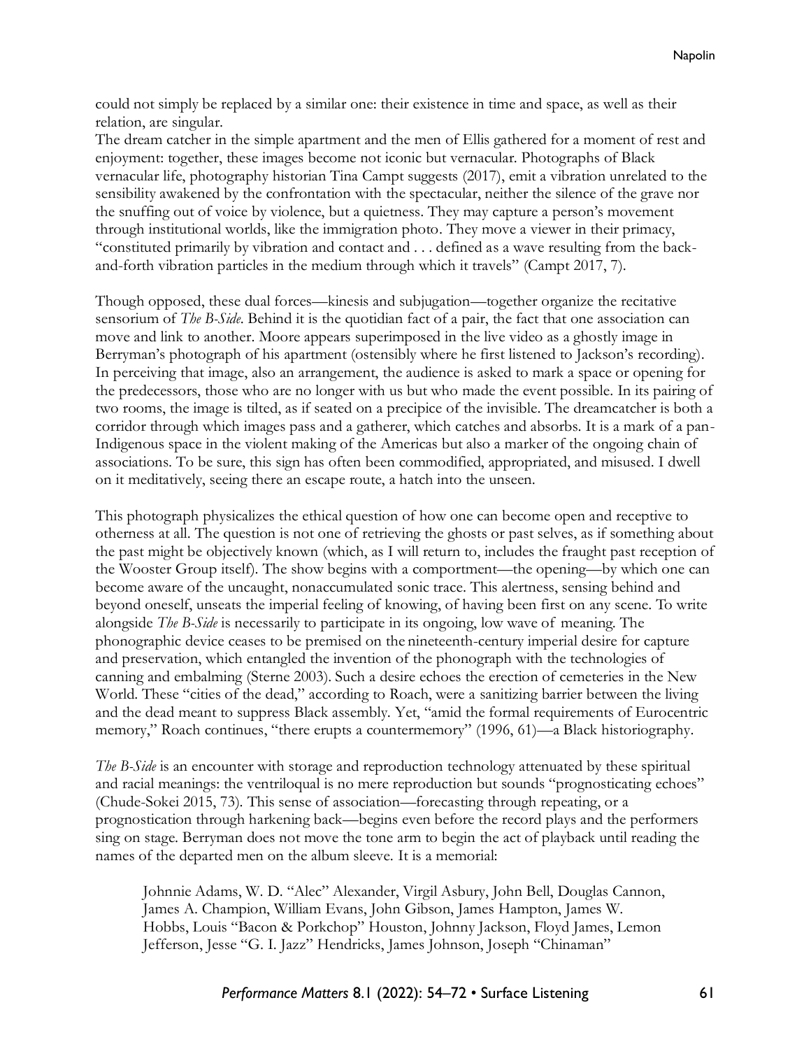could not simply be replaced by a similar one: their existence in time and space, as well as their relation, are singular.

The dream catcher in the simple apartment and the men of Ellis gathered for a moment of rest and enjoyment: together, these images become not iconic but vernacular. Photographs of Black vernacular life, photography historian Tina Campt suggests (2017), emit a vibration unrelated to the sensibility awakened by the confrontation with the spectacular, neither the silence of the grave nor the snuffing out of voice by violence, but a quietness. They may capture a person's movement through institutional worlds, like the immigration photo. They move a viewer in their primacy, "constituted primarily by vibration and contact and . . . defined as a wave resulting from the back-and-forth vibration particles in the medium through which it travels" (Campt 2017, 7).

Though opposed, these dual forces—kinesis and subjugation—together organize the recitative sensorium of *The B-Side*. Behind it is the quotidian fact of a pair, the fact that one association can move and link to another. Moore appears superimposed in the live video as a ghostly image in Berryman's photograph of his apartment (ostensibly where he first listened to Jackson's recording). In perceiving that image, also an arrangement, the audience is asked to mark a space or opening for the predecessors, those who are no longer with us but who made the event possible. In its pairing of two rooms, the image is tilted, as if seated on a precipice of the invisible. The dreamcatcher is both a corridor through which images pass and a gatherer, which catches and absorbs. It is a mark of a pan-Indigenous space in the violent making of the Americas but also a marker of the ongoing chain of associations. To be sure, this sign has often been commodified, appropriated, and misused. I dwell on it meditatively, seeing there an escape route, a hatch into the unseen.

This photograph physicalizes the ethical question of how one can become open and receptive to otherness at all. The question is not one of retrieving the ghosts or past selves, as if something about the past might be objectively known (which, as I will return to, includes the fraught past reception of the Wooster Group itself). The show begins with a comportment—the opening—by which one can become aware of the uncaught, nonaccumulated sonic trace. This alertness, sensing behind and beyond oneself, unseats the imperial feeling of knowing, of having been first on any scene. To write alongside *The B-Side* is necessarily to participate in its ongoing, low wave of meaning. The phonographic device ceases to be premised on the nineteenth-century imperial desire for capture and preservation, which entangled the invention of the phonograph with the technologies of canning and embalming (Sterne 2003). Such a desire echoes the erection of cemeteries in the New World. These "cities of the dead," according to Roach, were a sanitizing barrier between the living and the dead meant to suppress Black assembly. Yet, "amid the formal requirements of Eurocentric memory," Roach continues, "there erupts a countermemory" (1996, 61)—a Black historiography.

*The B-Side* is an encounter with storage and reproduction technology attenuated by these spiritual and racial meanings: the ventriloqual is no mere reproduction but sounds "prognosticating echoes" (Chude-Sokei 2015, 73). This sense of association—forecasting through repeating, or a prognostication through harkening back—begins even before the record plays and the performers sing on stage. Berryman does not move the tone arm to begin the act of playback until reading the names of the departed men on the album sleeve. It is a memorial:

> Johnnie Adams, W. D. "Alec" Alexander, Virgil Asbury, John Bell, Douglas Cannon, James A. Champion, William Evans, John Gibson, James Hampton, James W. Hobbs, Louis "Bacon & Porkchop" Houston, Johnny Jackson, Floyd James, Lemon Jefferson, Jesse "G. I. Jazz" Hendricks, James Johnson, Joseph "Chinaman"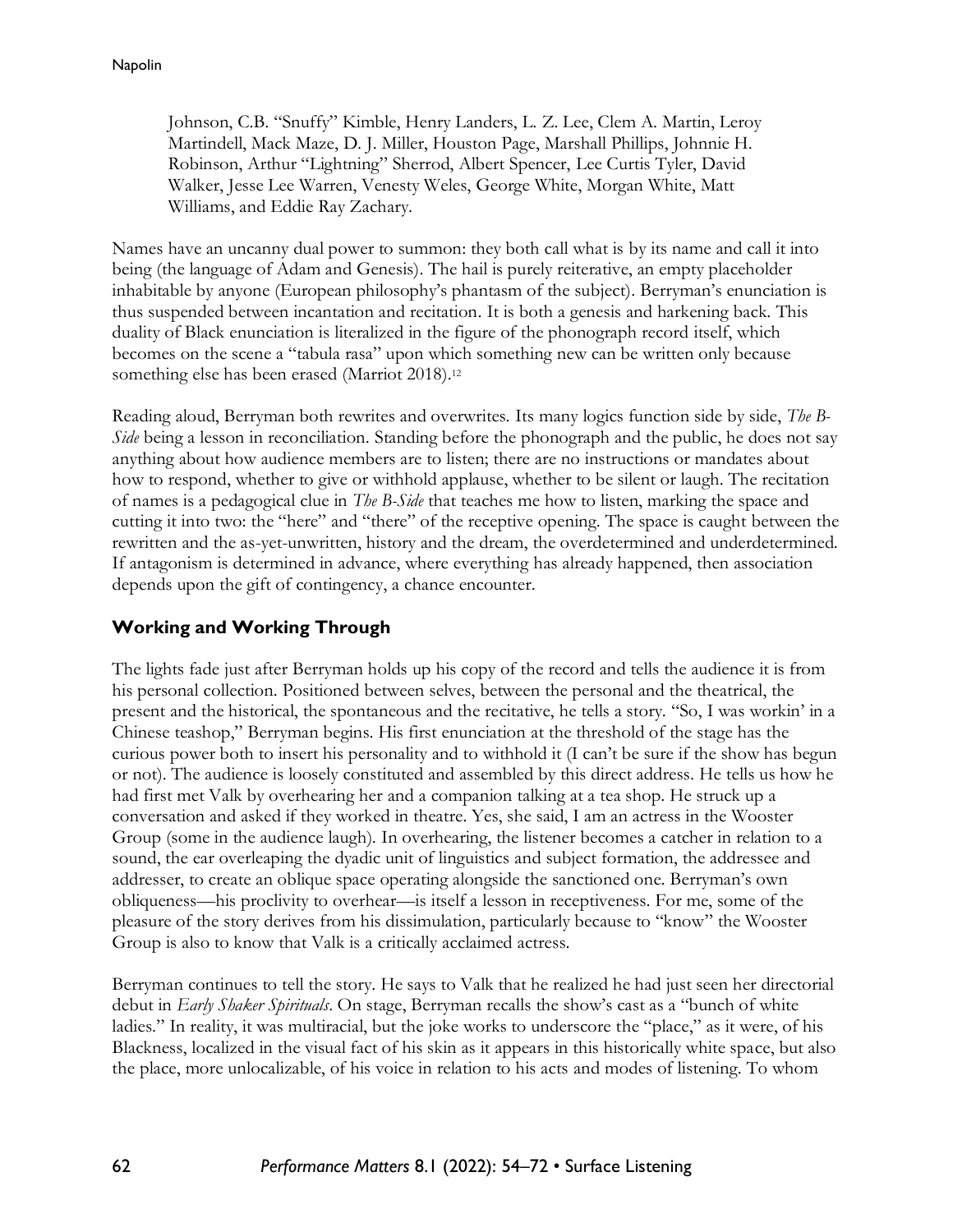> Johnson, C.B. "Snuffy" Kimble, Henry Landers, L. Z. Lee, Clem A. Martin, Leroy Martindell, Mack Maze, D. J. Miller, Houston Page, Marshall Phillips, Johnnie H. Robinson, Arthur "Lightning" Sherrod, Albert Spencer, Lee Curtis Tyler, David Walker, Jesse Lee Warren, Venesty Weles, George White, Morgan White, Matt Williams, and Eddie Ray Zachary.

Names have an uncanny dual power to summon: they both call what is by its name and call it into being (the language of Adam and Genesis). The hail is purely reiterative, an empty placeholder inhabitable by anyone (European philosophy's phantasm of the subject). Berryman's enunciation is thus suspended between incantation and recitation. It is both a genesis and harkening back. This duality of Black enunciation is literalized in the figure of the phonograph record itself, which becomes on the scene a "tabula rasa" upon which something new can be written only because something else has been erased (Marriot 2018).[12]

Reading aloud, Berryman both rewrites and overwrites. Its many logics function side by side, *The B-Side* being a lesson in reconciliation. Standing before the phonograph and the public, he does not say anything about how audience members are to listen; there are no instructions or mandates about how to respond, whether to give or withhold applause, whether to be silent or laugh. The recitation of names is a pedagogical clue in *The B-Side* that teaches me how to listen, marking the space and cutting it into two: the "here" and "there" of the receptive opening. The space is caught between the rewritten and the as-yet-unwritten, history and the dream, the overdetermined and underdetermined. If antagonism is determined in advance, where everything has already happened, then association depends upon the gift of contingency, a chance encounter.

## Working and Working Through

The lights fade just after Berryman holds up his copy of the record and tells the audience it is from his personal collection. Positioned between selves, between the personal and the theatrical, the present and the historical, the spontaneous and the recitative, he tells a story. "So, I was workin' in a Chinese teashop," Berryman begins. His first enunciation at the threshold of the stage has the curious power both to insert his personality and to withhold it (I can't be sure if the show has begun or not). The audience is loosely constituted and assembled by this direct address. He tells us how he had first met Valk by overhearing her and a companion talking at a tea shop. He struck up a conversation and asked if they worked in theatre. Yes, she said, I am an actress in the Wooster Group (some in the audience laugh). In overhearing, the listener becomes a catcher in relation to a sound, the ear overleaping the dyadic unit of linguistics and subject formation, the addressee and addresser, to create an oblique space operating alongside the sanctioned one. Berryman's own obliqueness—his proclivity to overhear—is itself a lesson in receptiveness. For me, some of the pleasure of the story derives from his dissimulation, particularly because to "know" the Wooster Group is also to know that Valk is a critically acclaimed actress.

Berryman continues to tell the story. He says to Valk that he realized he had just seen her directorial debut in *Early Shaker Spirituals*. On stage, Berryman recalls the show's cast as a "bunch of white ladies." In reality, it was multiracial, but the joke works to underscore the "place," as it were, of his Blackness, localized in the visual fact of his skin as it appears in this historically white space, but also the place, more unlocalizable, of his voice in relation to his acts and modes of listening. To whom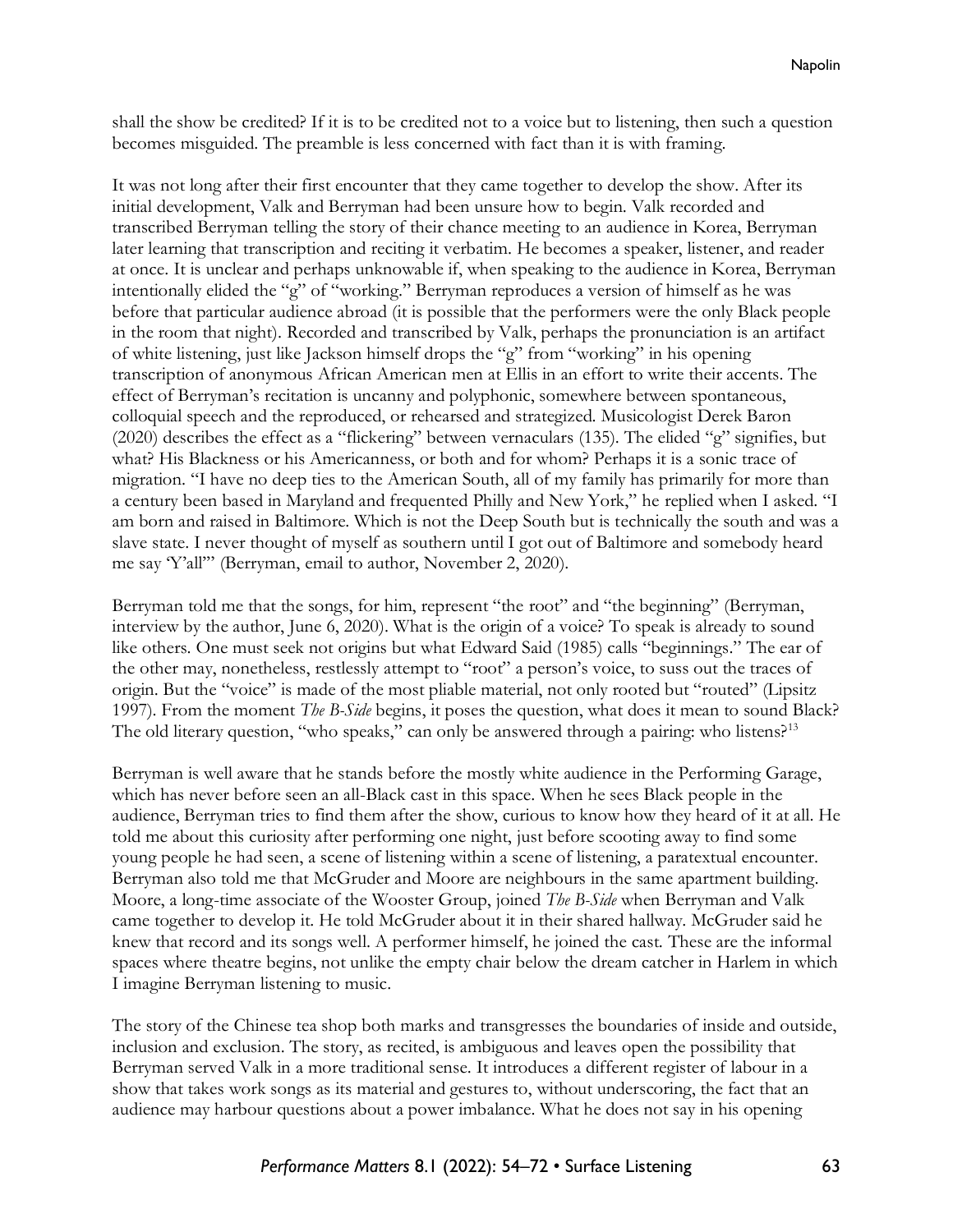shall the show be credited? If it is to be credited not to a voice but to listening, then such a question becomes misguided. The preamble is less concerned with fact than it is with framing.

It was not long after their first encounter that they came together to develop the show. After its initial development, Valk and Berryman had been unsure how to begin. Valk recorded and transcribed Berryman telling the story of their chance meeting to an audience in Korea, Berryman later learning that transcription and reciting it verbatim. He becomes a speaker, listener, and reader at once. It is unclear and perhaps unknowable if, when speaking to the audience in Korea, Berryman intentionally elided the "g" of "working." Berryman reproduces a version of himself as he was before that particular audience abroad (it is possible that the performers were the only Black people in the room that night). Recorded and transcribed by Valk, perhaps the pronunciation is an artifact of white listening, just like Jackson himself drops the "g" from "working" in his opening transcription of anonymous African American men at Ellis in an effort to write their accents. The effect of Berryman's recitation is uncanny and polyphonic, somewhere between spontaneous, colloquial speech and the reproduced, or rehearsed and strategized. Musicologist Derek Baron (2020) describes the effect as a "flickering" between vernaculars (135). The elided "g" signifies, but what? His Blackness or his Americanness, or both and for whom? Perhaps it is a sonic trace of migration. "I have no deep ties to the American South, all of my family has primarily for more than a century been based in Maryland and frequented Philly and New York," he replied when I asked. "I am born and raised in Baltimore. Which is not the Deep South but is technically the south and was a slave state. I never thought of myself as southern until I got out of Baltimore and somebody heard me say 'Y'all'" (Berryman, email to author, November 2, 2020).

Berryman told me that the songs, for him, represent "the root" and "the beginning" (Berryman, interview by the author, June 6, 2020). What is the origin of a voice? To speak is already to sound like others. One must seek not origins but what Edward Said (1985) calls "beginnings." The ear of the other may, nonetheless, restlessly attempt to "root" a person's voice, to suss out the traces of origin. But the "voice" is made of the most pliable material, not only rooted but "routed" (Lipsitz 1997). From the moment *The B-Side* begins, it poses the question, what does it mean to sound Black? The old literary question, "who speaks," can only be answered through a pairing: who listens?[13]

Berryman is well aware that he stands before the mostly white audience in the Performing Garage, which has never before seen an all-Black cast in this space. When he sees Black people in the audience, Berryman tries to find them after the show, curious to know how they heard of it at all. He told me about this curiosity after performing one night, just before scooting away to find some young people he had seen, a scene of listening within a scene of listening, a paratextual encounter. Berryman also told me that McGruder and Moore are neighbours in the same apartment building. Moore, a long-time associate of the Wooster Group, joined *The B-Side* when Berryman and Valk came together to develop it. He told McGruder about it in their shared hallway. McGruder said he knew that record and its songs well. A performer himself, he joined the cast. These are the informal spaces where theatre begins, not unlike the empty chair below the dream catcher in Harlem in which I imagine Berryman listening to music.

The story of the Chinese tea shop both marks and transgresses the boundaries of inside and outside, inclusion and exclusion. The story, as recited, is ambiguous and leaves open the possibility that Berryman served Valk in a more traditional sense. It introduces a different register of labour in a show that takes work songs as its material and gestures to, without underscoring, the fact that an audience may harbour questions about a power imbalance. What he does not say in his opening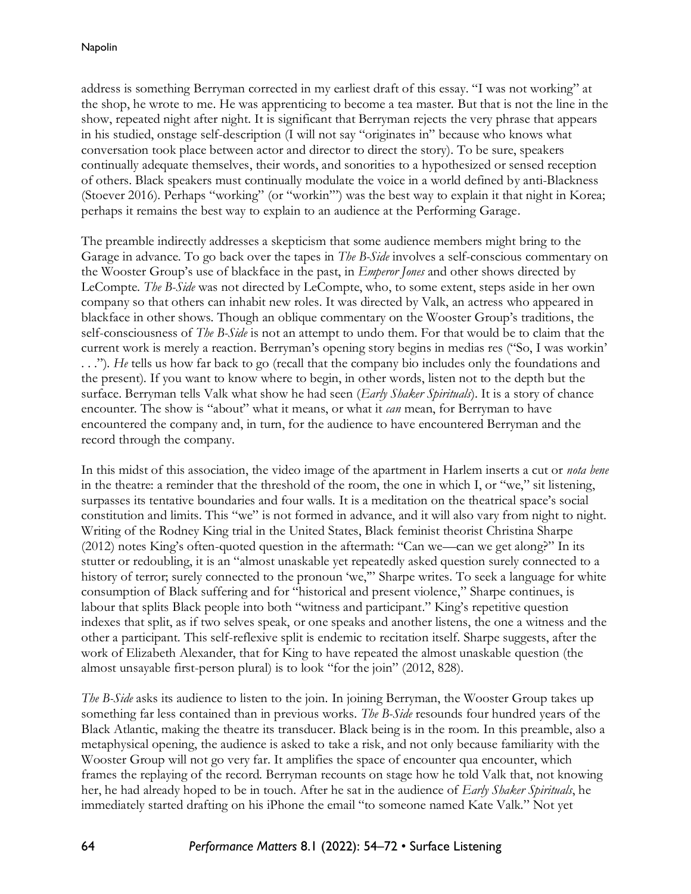address is something Berryman corrected in my earliest draft of this essay. "I was not working" at the shop, he wrote to me. He was apprenticing to become a tea master. But that is not the line in the show, repeated night after night. It is significant that Berryman rejects the very phrase that appears in his studied, onstage self-description (I will not say "originates in" because who knows what conversation took place between actor and director to direct the story). To be sure, speakers continually adequate themselves, their words, and sonorities to a hypothesized or sensed reception of others. Black speakers must continually modulate the voice in a world defined by anti-Blackness (Stoever 2016). Perhaps "working" (or "workin'") was the best way to explain it that night in Korea; perhaps it remains the best way to explain to an audience at the Performing Garage.

The preamble indirectly addresses a skepticism that some audience members might bring to the Garage in advance. To go back over the tapes in *The B-Side* involves a self-conscious commentary on the Wooster Group's use of blackface in the past, in *Emperor Jones* and other shows directed by LeCompte. *The B-Side* was not directed by LeCompte, who, to some extent, steps aside in her own company so that others can inhabit new roles. It was directed by Valk, an actress who appeared in blackface in other shows. Though an oblique commentary on the Wooster Group's traditions, the self-consciousness of *The B-Side* is not an attempt to undo them. For that would be to claim that the current work is merely a reaction. Berryman's opening story begins in medias res ("So, I was workin' . . ."). *He* tells us how far back to go (recall that the company bio includes only the foundations and the present). If you want to know where to begin, in other words, listen not to the depth but the surface. Berryman tells Valk what show he had seen (*Early Shaker Spirituals*). It is a story of chance encounter. The show is "about" what it means, or what it *can* mean, for Berryman to have encountered the company and, in turn, for the audience to have encountered Berryman and the record through the company.

In this midst of this association, the video image of the apartment in Harlem inserts a cut or *nota bene* in the theatre: a reminder that the threshold of the room, the one in which I, or "we," sit listening, surpasses its tentative boundaries and four walls. It is a meditation on the theatrical space's social constitution and limits. This "we" is not formed in advance, and it will also vary from night to night. Writing of the Rodney King trial in the United States, Black feminist theorist Christina Sharpe (2012) notes King's often-quoted question in the aftermath: "Can we—can we get along?" In its stutter or redoubling, it is an "almost unaskable yet repeatedly asked question surely connected to a history of terror; surely connected to the pronoun 'we,'" Sharpe writes. To seek a language for white consumption of Black suffering and for "historical and present violence," Sharpe continues, is labour that splits Black people into both "witness and participant." King's repetitive question indexes that split, as if two selves speak, or one speaks and another listens, the one a witness and the other a participant. This self-reflexive split is endemic to recitation itself. Sharpe suggests, after the work of Elizabeth Alexander, that for King to have repeated the almost unaskable question (the almost unsayable first-person plural) is to look "for the join" (2012, 828).

*The B-Side* asks its audience to listen to the join. In joining Berryman, the Wooster Group takes up something far less contained than in previous works. *The B-Side* resounds four hundred years of the Black Atlantic, making the theatre its transducer. Black being is in the room. In this preamble, also a metaphysical opening, the audience is asked to take a risk, and not only because familiarity with the Wooster Group will not go very far. It amplifies the space of encounter qua encounter, which frames the replaying of the record. Berryman recounts on stage how he told Valk that, not knowing her, he had already hoped to be in touch. After he sat in the audience of *Early Shaker Spirituals*, he immediately started drafting on his iPhone the email "to someone named Kate Valk." Not yet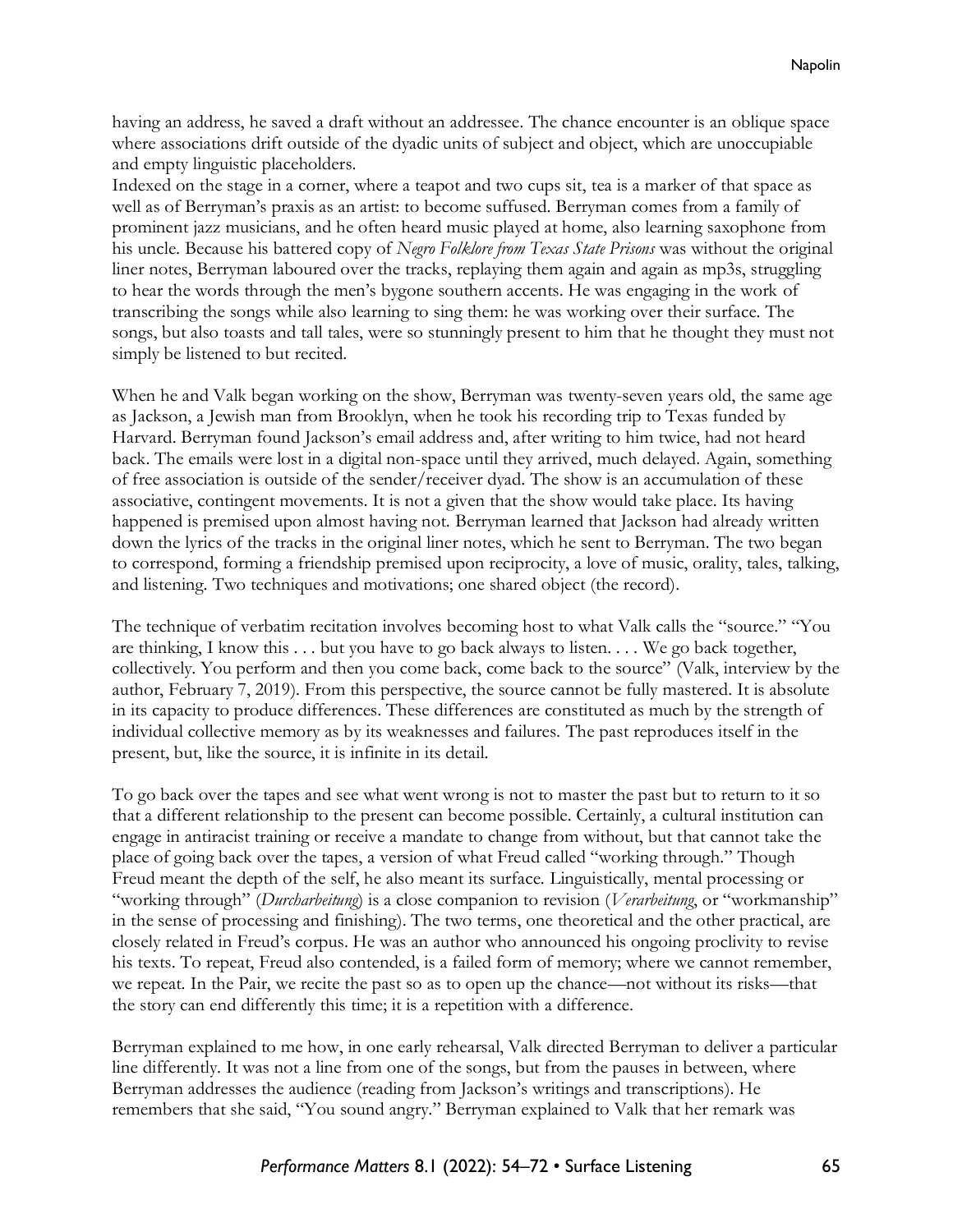having an address, he saved a draft without an addressee. The chance encounter is an oblique space where associations drift outside of the dyadic units of subject and object, which are unoccupiable and empty linguistic placeholders.
Indexed on the stage in a corner, where a teapot and two cups sit, tea is a marker of that space as well as of Berryman's praxis as an artist: to become suffused. Berryman comes from a family of prominent jazz musicians, and he often heard music played at home, also learning saxophone from his uncle. Because his battered copy of *Negro Folklore from Texas State Prisons* was without the original liner notes, Berryman laboured over the tracks, replaying them again and again as mp3s, struggling to hear the words through the men's bygone southern accents. He was engaging in the work of transcribing the songs while also learning to sing them: he was working over their surface. The songs, but also toasts and tall tales, were so stunningly present to him that he thought they must not simply be listened to but recited.

When he and Valk began working on the show, Berryman was twenty-seven years old, the same age as Jackson, a Jewish man from Brooklyn, when he took his recording trip to Texas funded by Harvard. Berryman found Jackson's email address and, after writing to him twice, had not heard back. The emails were lost in a digital non-space until they arrived, much delayed. Again, something of free association is outside of the sender/receiver dyad. The show is an accumulation of these associative, contingent movements. It is not a given that the show would take place. Its having happened is premised upon almost having not. Berryman learned that Jackson had already written down the lyrics of the tracks in the original liner notes, which he sent to Berryman. The two began to correspond, forming a friendship premised upon reciprocity, a love of music, orality, tales, talking, and listening. Two techniques and motivations; one shared object (the record).

The technique of verbatim recitation involves becoming host to what Valk calls the "source." "You are thinking, I know this . . . but you have to go back always to listen. . . . We go back together, collectively. You perform and then you come back, come back to the source" (Valk, interview by the author, February 7, 2019). From this perspective, the source cannot be fully mastered. It is absolute in its capacity to produce differences. These differences are constituted as much by the strength of individual collective memory as by its weaknesses and failures. The past reproduces itself in the present, but, like the source, it is infinite in its detail.

To go back over the tapes and see what went wrong is not to master the past but to return to it so that a different relationship to the present can become possible. Certainly, a cultural institution can engage in antiracist training or receive a mandate to change from without, but that cannot take the place of going back over the tapes, a version of what Freud called "working through." Though Freud meant the depth of the self, he also meant its surface. Linguistically, mental processing or "working through" (*Durcharbeitung*) is a close companion to revision (*Verarbeitung*, or "workmanship" in the sense of processing and finishing). The two terms, one theoretical and the other practical, are closely related in Freud's corpus. He was an author who announced his ongoing proclivity to revise his texts. To repeat, Freud also contended, is a failed form of memory; where we cannot remember, we repeat. In the Pair, we recite the past so as to open up the chance—not without its risks—that the story can end differently this time; it is a repetition with a difference.

Berryman explained to me how, in one early rehearsal, Valk directed Berryman to deliver a particular line differently. It was not a line from one of the songs, but from the pauses in between, where Berryman addresses the audience (reading from Jackson's writings and transcriptions). He remembers that she said, "You sound angry." Berryman explained to Valk that her remark was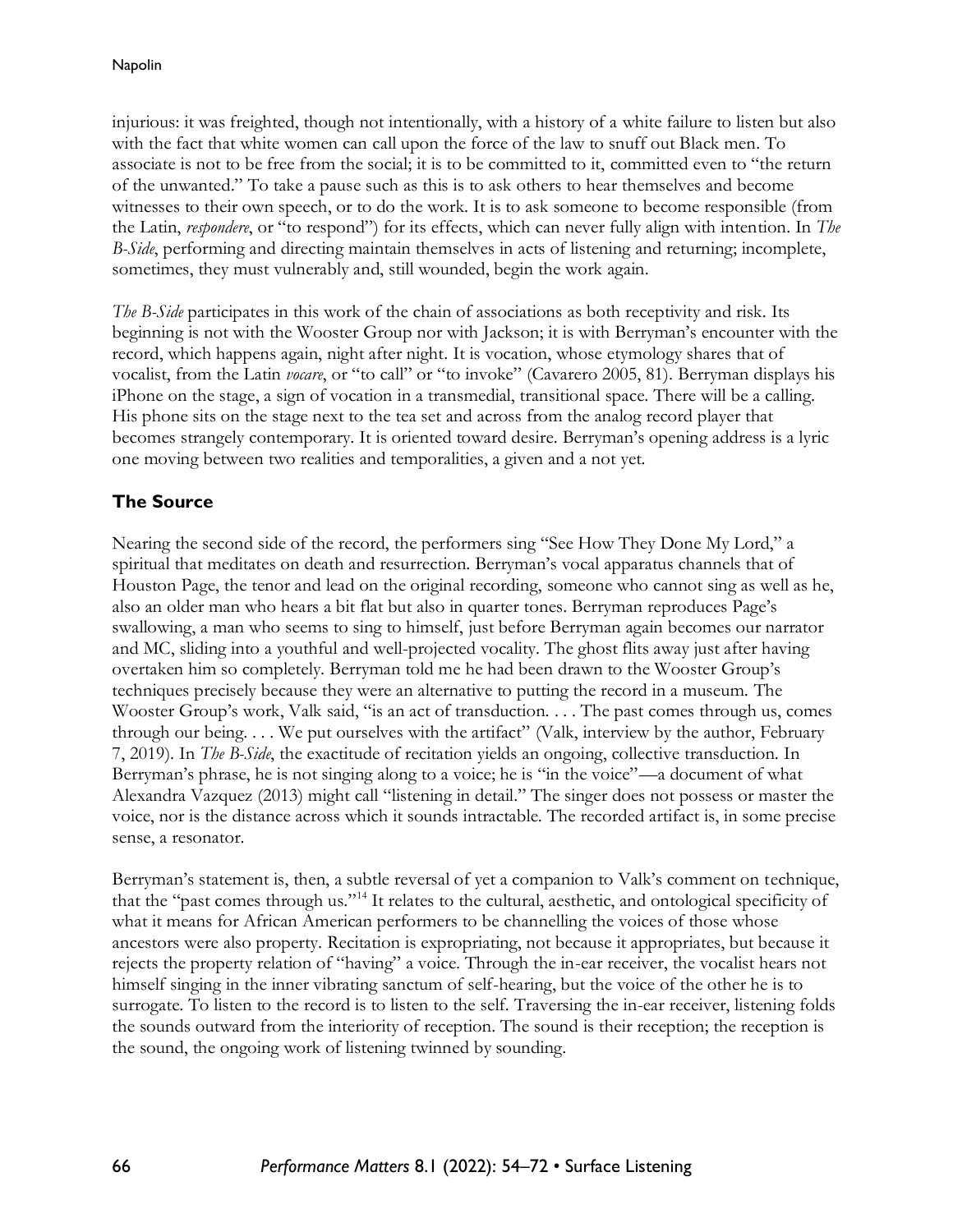injurious: it was freighted, though not intentionally, with a history of a white failure to listen but also with the fact that white women can call upon the force of the law to snuff out Black men. To associate is not to be free from the social; it is to be committed to it, committed even to "the return of the unwanted." To take a pause such as this is to ask others to hear themselves and become witnesses to their own speech, or to do the work. It is to ask someone to become responsible (from the Latin, *respondere*, or "to respond") for its effects, which can never fully align with intention. In *The B-Side*, performing and directing maintain themselves in acts of listening and returning; incomplete, sometimes, they must vulnerably and, still wounded, begin the work again.

*The B-Side* participates in this work of the chain of associations as both receptivity and risk. Its beginning is not with the Wooster Group nor with Jackson; it is with Berryman's encounter with the record, which happens again, night after night. It is vocation, whose etymology shares that of vocalist, from the Latin *vocare*, or "to call" or "to invoke" (Cavarero 2005, 81). Berryman displays his iPhone on the stage, a sign of vocation in a transmedial, transitional space. There will be a calling. His phone sits on the stage next to the tea set and across from the analog record player that becomes strangely contemporary. It is oriented toward desire. Berryman's opening address is a lyric one moving between two realities and temporalities, a given and a not yet.

## The Source

Nearing the second side of the record, the performers sing "See How They Done My Lord," a spiritual that meditates on death and resurrection. Berryman's vocal apparatus channels that of Houston Page, the tenor and lead on the original recording, someone who cannot sing as well as he, also an older man who hears a bit flat but also in quarter tones. Berryman reproduces Page's swallowing, a man who seems to sing to himself, just before Berryman again becomes our narrator and MC, sliding into a youthful and well-projected vocality. The ghost flits away just after having overtaken him so completely. Berryman told me he had been drawn to the Wooster Group's techniques precisely because they were an alternative to putting the record in a museum. The Wooster Group's work, Valk said, "is an act of transduction. . . . The past comes through us, comes through our being. . . . We put ourselves with the artifact" (Valk, interview by the author, February 7, 2019). In *The B-Side*, the exactitude of recitation yields an ongoing, collective transduction. In Berryman's phrase, he is not singing along to a voice; he is "in the voice"—a document of what Alexandra Vazquez (2013) might call "listening in detail." The singer does not possess or master the voice, nor is the distance across which it sounds intractable. The recorded artifact is, in some precise sense, a resonator.

Berryman's statement is, then, a subtle reversal of yet a companion to Valk's comment on technique, that the "past comes through us."[14] It relates to the cultural, aesthetic, and ontological specificity of what it means for African American performers to be channelling the voices of those whose ancestors were also property. Recitation is expropriating, not because it appropriates, but because it rejects the property relation of "having" a voice. Through the in-ear receiver, the vocalist hears not himself singing in the inner vibrating sanctum of self-hearing, but the voice of the other he is to surrogate. To listen to the record is to listen to the self. Traversing the in-ear receiver, listening folds the sounds outward from the interiority of reception. The sound is their reception; the reception is the sound, the ongoing work of listening twinned by sounding.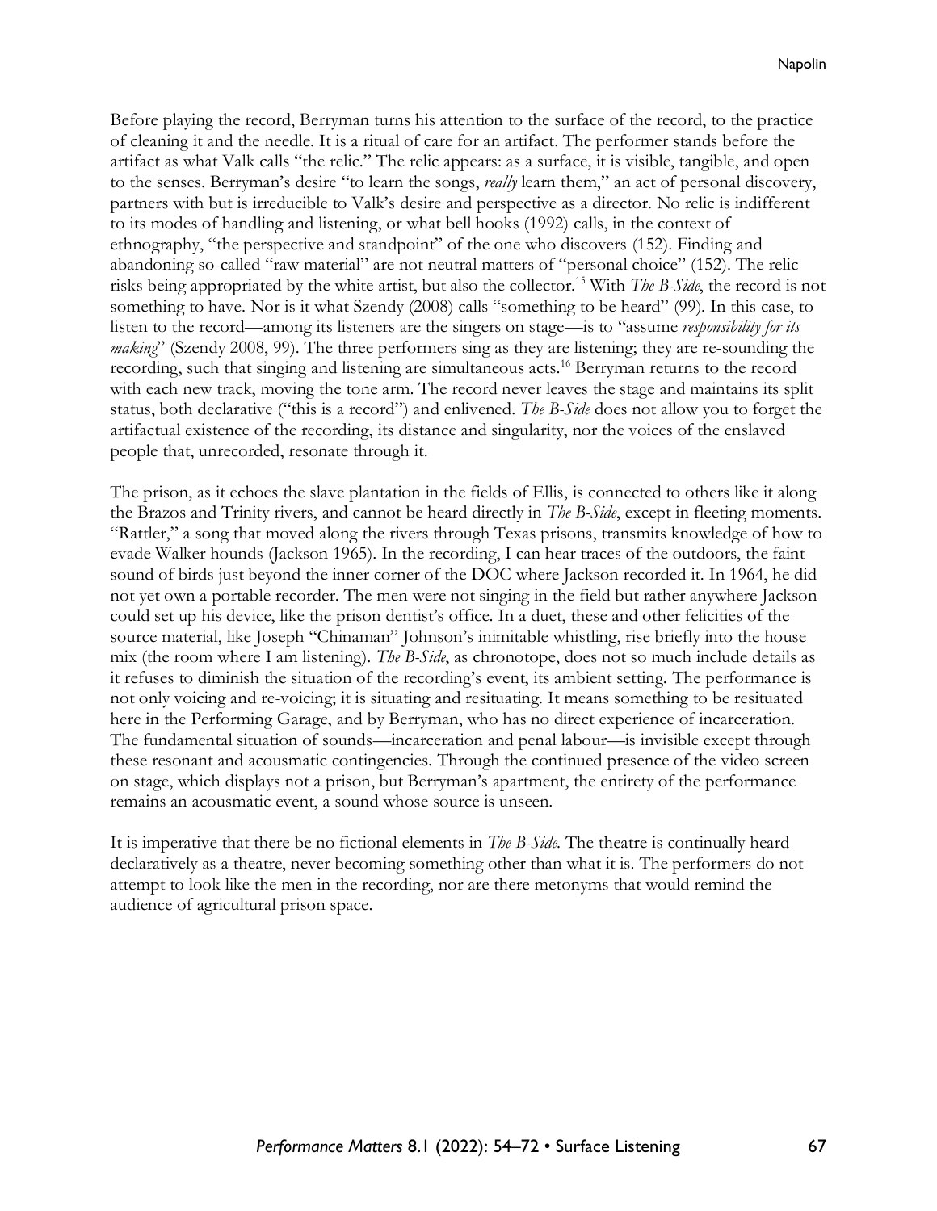Before playing the record, Berryman turns his attention to the surface of the record, to the practice of cleaning it and the needle. It is a ritual of care for an artifact. The performer stands before the artifact as what Valk calls "the relic." The relic appears: as a surface, it is visible, tangible, and open to the senses. Berryman's desire "to learn the songs, *really* learn them," an act of personal discovery, partners with but is irreducible to Valk's desire and perspective as a director. No relic is indifferent to its modes of handling and listening, or what bell hooks (1992) calls, in the context of ethnography, "the perspective and standpoint" of the one who discovers (152). Finding and abandoning so-called "raw material" are not neutral matters of "personal choice" (152). The relic risks being appropriated by the white artist, but also the collector.[15] With *The B-Side*, the record is not something to have. Nor is it what Szendy (2008) calls "something to be heard" (99). In this case, to listen to the record—among its listeners are the singers on stage—is to "assume *responsibility for its making*" (Szendy 2008, 99). The three performers sing as they are listening; they are re-sounding the recording, such that singing and listening are simultaneous acts.[16] Berryman returns to the record with each new track, moving the tone arm. The record never leaves the stage and maintains its split status, both declarative ("this is a record") and enlivened. *The B-Side* does not allow you to forget the artifactual existence of the recording, its distance and singularity, nor the voices of the enslaved people that, unrecorded, resonate through it.

The prison, as it echoes the slave plantation in the fields of Ellis, is connected to others like it along the Brazos and Trinity rivers, and cannot be heard directly in *The B-Side*, except in fleeting moments. "Rattler," a song that moved along the rivers through Texas prisons, transmits knowledge of how to evade Walker hounds (Jackson 1965). In the recording, I can hear traces of the outdoors, the faint sound of birds just beyond the inner corner of the DOC where Jackson recorded it. In 1964, he did not yet own a portable recorder. The men were not singing in the field but rather anywhere Jackson could set up his device, like the prison dentist's office. In a duet, these and other felicities of the source material, like Joseph "Chinaman" Johnson's inimitable whistling, rise briefly into the house mix (the room where I am listening). *The B-Side*, as chronotope, does not so much include details as it refuses to diminish the situation of the recording's event, its ambient setting. The performance is not only voicing and re-voicing; it is situating and resituating. It means something to be resituated here in the Performing Garage, and by Berryman, who has no direct experience of incarceration. The fundamental situation of sounds—incarceration and penal labour—is invisible except through these resonant and acousmatic contingencies. Through the continued presence of the video screen on stage, which displays not a prison, but Berryman's apartment, the entirety of the performance remains an acousmatic event, a sound whose source is unseen.

It is imperative that there be no fictional elements in *The B-Side*. The theatre is continually heard declaratively as a theatre, never becoming something other than what it is. The performers do not attempt to look like the men in the recording, nor are there metonyms that would remind the audience of agricultural prison space.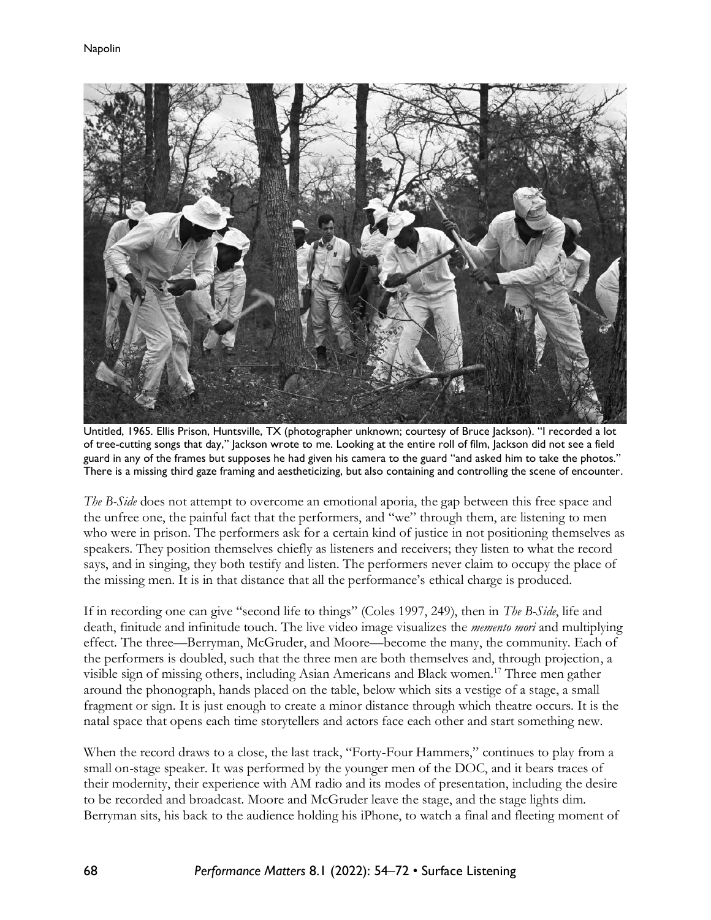Untitled, 1965. Ellis Prison, Huntsville, TX (photographer unknown; courtesy of Bruce Jackson). "I recorded a lot of tree-cutting songs that day," Jackson wrote to me. Looking at the entire roll of film, Jackson did not see a field guard in any of the frames but supposes he had given his camera to the guard "and asked him to take the photos." There is a missing third gaze framing and aestheticizing, but also containing and controlling the scene of encounter.

*The B-Side* does not attempt to overcome an emotional aporia, the gap between this free space and the unfree one, the painful fact that the performers, and "we" through them, are listening to men who were in prison. The performers ask for a certain kind of justice in not positioning themselves as speakers. They position themselves chiefly as listeners and receivers; they listen to what the record says, and in singing, they both testify and listen. The performers never claim to occupy the place of the missing men. It is in that distance that all the performance's ethical charge is produced.

If in recording one can give "second life to things" (Coles 1997, 249), then in *The B-Side*, life and death, finitude and infinitude touch. The live video image visualizes the *memento mori* and multiplying effect. The three—Berryman, McGruder, and Moore—become the many, the community. Each of the performers is doubled, such that the three men are both themselves and, through projection, a visible sign of missing others, including Asian Americans and Black women.[17] Three men gather around the phonograph, hands placed on the table, below which sits a vestige of a stage, a small fragment or sign. It is just enough to create a minor distance through which theatre occurs. It is the natal space that opens each time storytellers and actors face each other and start something new.

When the record draws to a close, the last track, "Forty-Four Hammers," continues to play from a small on-stage speaker. It was performed by the younger men of the DOC, and it bears traces of their modernity, their experience with AM radio and its modes of presentation, including the desire to be recorded and broadcast. Moore and McGruder leave the stage, and the stage lights dim. Berryman sits, his back to the audience holding his iPhone, to watch a final and fleeting moment of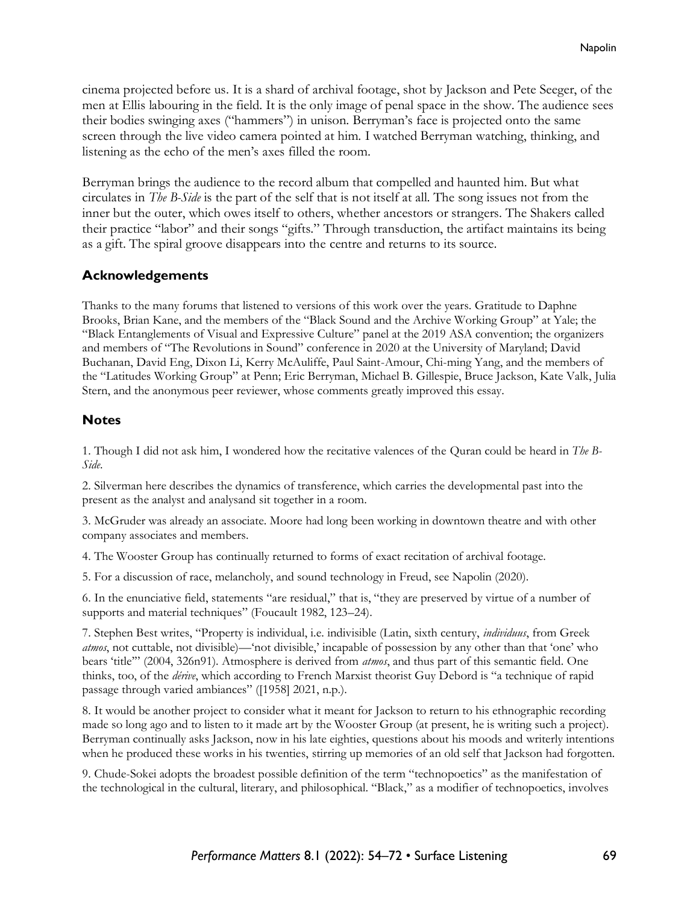cinema projected before us. It is a shard of archival footage, shot by Jackson and Pete Seeger, of the men at Ellis labouring in the field. It is the only image of penal space in the show. The audience sees their bodies swinging axes ("hammers") in unison. Berryman's face is projected onto the same screen through the live video camera pointed at him. I watched Berryman watching, thinking, and listening as the echo of the men's axes filled the room.

Berryman brings the audience to the record album that compelled and haunted him. But what circulates in *The B-Side* is the part of the self that is not itself at all. The song issues not from the inner but the outer, which owes itself to others, whether ancestors or strangers. The Shakers called their practice "labor" and their songs "gifts." Through transduction, the artifact maintains its being as a gift. The spiral groove disappears into the centre and returns to its source.

## Acknowledgements

Thanks to the many forums that listened to versions of this work over the years. Gratitude to Daphne Brooks, Brian Kane, and the members of the "Black Sound and the Archive Working Group" at Yale; the "Black Entanglements of Visual and Expressive Culture" panel at the 2019 ASA convention; the organizers and members of "The Revolutions in Sound" conference in 2020 at the University of Maryland; David Buchanan, David Eng, Dixon Li, Kerry McAuliffe, Paul Saint-Amour, Chi-ming Yang, and the members of the "Latitudes Working Group" at Penn; Eric Berryman, Michael B. Gillespie, Bruce Jackson, Kate Valk, Julia Stern, and the anonymous peer reviewer, whose comments greatly improved this essay.

## Notes

1. Though I did not ask him, I wondered how the recitative valences of the Quran could be heard in *The B-Side*.

2. Silverman here describes the dynamics of transference, which carries the developmental past into the present as the analyst and analysand sit together in a room.

3. McGruder was already an associate. Moore had long been working in downtown theatre and with other company associates and members.

4. The Wooster Group has continually returned to forms of exact recitation of archival footage.

5. For a discussion of race, melancholy, and sound technology in Freud, see Napolin (2020).

6. In the enunciative field, statements "are residual," that is, "they are preserved by virtue of a number of supports and material techniques" (Foucault 1982, 123–24).

7. Stephen Best writes, "Property is individual, i.e. indivisible (Latin, sixth century, *individuus*, from Greek *atmos*, not cuttable, not divisible)—'not divisible,' incapable of possession by any other than that 'one' who bears 'title'" (2004, 326n91). Atmosphere is derived from *atmos*, and thus part of this semantic field. One thinks, too, of the *dérive*, which according to French Marxist theorist Guy Debord is "a technique of rapid passage through varied ambiances" ([1958] 2021, n.p.).

8. It would be another project to consider what it meant for Jackson to return to his ethnographic recording made so long ago and to listen to it made art by the Wooster Group (at present, he is writing such a project). Berryman continually asks Jackson, now in his late eighties, questions about his moods and writerly intentions when he produced these works in his twenties, stirring up memories of an old self that Jackson had forgotten.

9. Chude-Sokei adopts the broadest possible definition of the term "technopoetics" as the manifestation of the technological in the cultural, literary, and philosophical. "Black," as a modifier of technopoetics, involves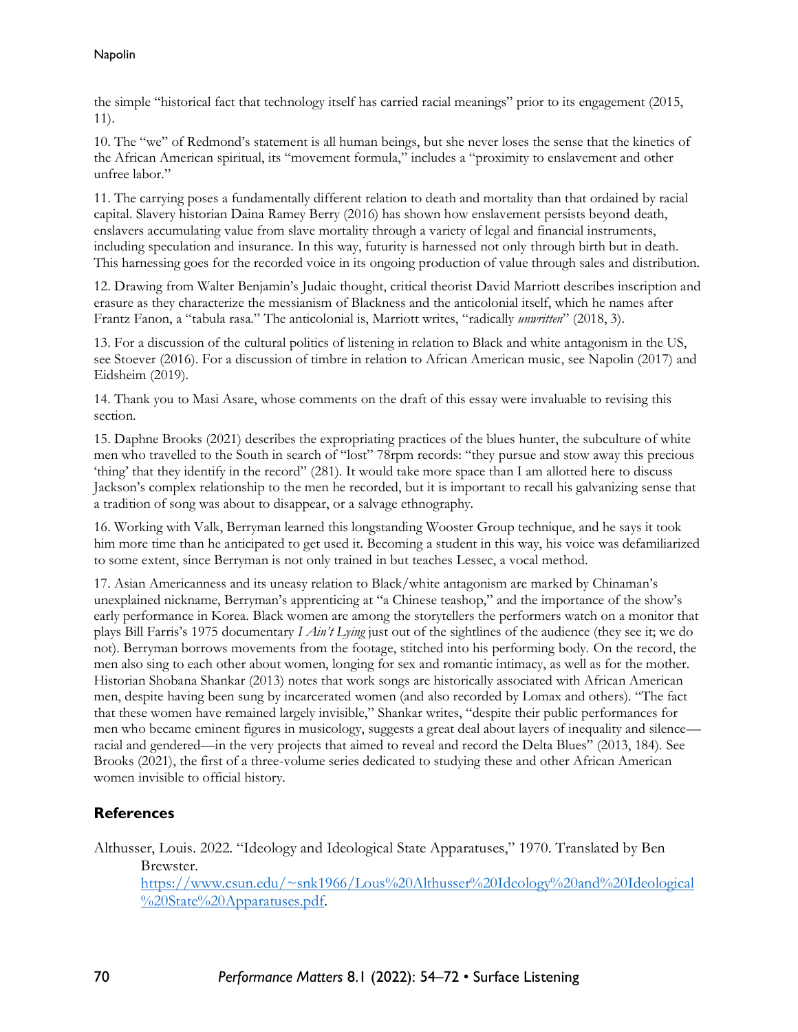the simple "historical fact that technology itself has carried racial meanings" prior to its engagement (2015, 11).

10. The "we" of Redmond's statement is all human beings, but she never loses the sense that the kinetics of the African American spiritual, its "movement formula," includes a "proximity to enslavement and other unfree labor."

11. The carrying poses a fundamentally different relation to death and mortality than that ordained by racial capital. Slavery historian Daina Ramey Berry (2016) has shown how enslavement persists beyond death, enslavers accumulating value from slave mortality through a variety of legal and financial instruments, including speculation and insurance. In this way, futurity is harnessed not only through birth but in death. This harnessing goes for the recorded voice in its ongoing production of value through sales and distribution.

12. Drawing from Walter Benjamin's Judaic thought, critical theorist David Marriott describes inscription and erasure as they characterize the messianism of Blackness and the anticolonial itself, which he names after Frantz Fanon, a "tabula rasa." The anticolonial is, Marriott writes, "radically *unwritten*" (2018, 3).

13. For a discussion of the cultural politics of listening in relation to Black and white antagonism in the US, see Stoever (2016). For a discussion of timbre in relation to African American music, see Napolin (2017) and Eidsheim (2019).

14. Thank you to Masi Asare, whose comments on the draft of this essay were invaluable to revising this section.

15. Daphne Brooks (2021) describes the expropriating practices of the blues hunter, the subculture of white men who travelled to the South in search of "lost" 78rpm records: "they pursue and stow away this precious 'thing' that they identify in the record" (281). It would take more space than I am allotted here to discuss Jackson's complex relationship to the men he recorded, but it is important to recall his galvanizing sense that a tradition of song was about to disappear, or a salvage ethnography.

16. Working with Valk, Berryman learned this longstanding Wooster Group technique, and he says it took him more time than he anticipated to get used it. Becoming a student in this way, his voice was defamiliarized to some extent, since Berryman is not only trained in but teaches Lessec, a vocal method.

17. Asian Americanness and its uneasy relation to Black/white antagonism are marked by Chinaman's unexplained nickname, Berryman's apprenticing at "a Chinese teashop," and the importance of the show's early performance in Korea. Black women are among the storytellers the performers watch on a monitor that plays Bill Farris's 1975 documentary *I Ain't Lying* just out of the sightlines of the audience (they see it; we do not). Berryman borrows movements from the footage, stitched into his performing body. On the record, the men also sing to each other about women, longing for sex and romantic intimacy, as well as for the mother. Historian Shobana Shankar (2013) notes that work songs are historically associated with African American men, despite having been sung by incarcerated women (and also recorded by Lomax and others). "The fact that these women have remained largely invisible," Shankar writes, "despite their public performances for men who became eminent figures in musicology, suggests a great deal about layers of inequality and silence—racial and gendered—in the very projects that aimed to reveal and record the Delta Blues" (2013, 184). See Brooks (2021), the first of a three-volume series dedicated to studying these and other African American women invisible to official history.

## References

Althusser, Louis. 2022. "Ideology and Ideological State Apparatuses," 1970. Translated by Ben Brewster. https://www.csun.edu/~snk1966/Lous%20Althusser%20Ideology%20and%20Ideological%20State%20Apparatuses.pdf.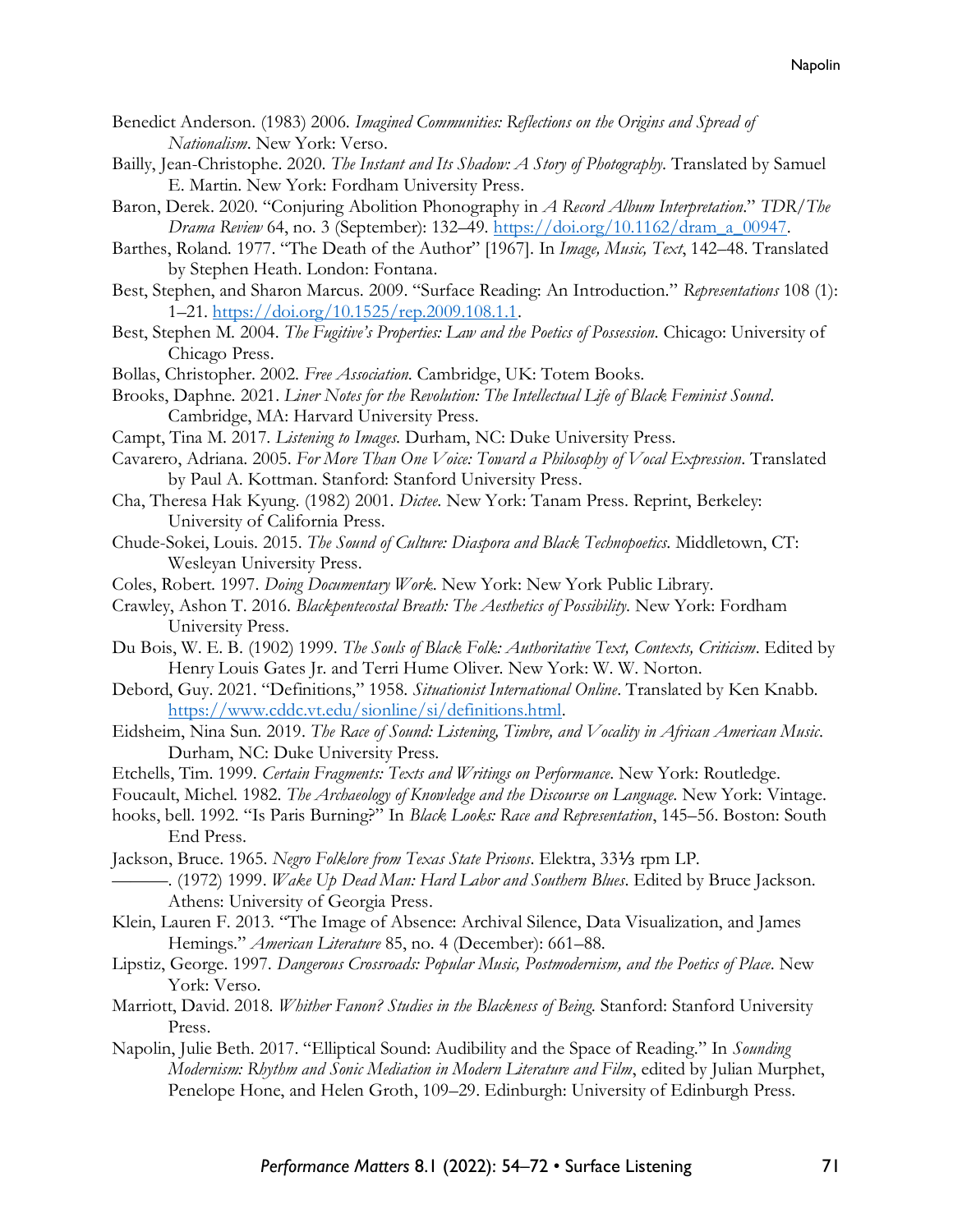Benedict Anderson. (1983) 2006. *Imagined Communities: Reflections on the Origins and Spread of Nationalism*. New York: Verso.

Bailly, Jean-Christophe. 2020. *The Instant and Its Shadow: A Story of Photography*. Translated by Samuel E. Martin. New York: Fordham University Press.

Baron, Derek. 2020. "Conjuring Abolition Phonography in *A Record Album Interpretation*." *TDR/The Drama Review* 64, no. 3 (September): 132–49. https://doi.org/10.1162/dram_a_00947.

Barthes, Roland. 1977. "The Death of the Author" [1967]. In *Image, Music, Text*, 142–48. Translated by Stephen Heath. London: Fontana.

Best, Stephen, and Sharon Marcus. 2009. "Surface Reading: An Introduction." *Representations* 108 (1): 1–21. https://doi.org/10.1525/rep.2009.108.1.1.

Best, Stephen M. 2004. *The Fugitive's Properties: Law and the Poetics of Possession*. Chicago: University of Chicago Press.

Bollas, Christopher. 2002. *Free Association*. Cambridge, UK: Totem Books.

Brooks, Daphne. 2021. *Liner Notes for the Revolution: The Intellectual Life of Black Feminist Sound*. Cambridge, MA: Harvard University Press.

Campt, Tina M. 2017. *Listening to Images*. Durham, NC: Duke University Press.

Cavarero, Adriana. 2005. *For More Than One Voice: Toward a Philosophy of Vocal Expression*. Translated by Paul A. Kottman. Stanford: Stanford University Press.

Cha, Theresa Hak Kyung. (1982) 2001. *Dictee*. New York: Tanam Press. Reprint, Berkeley: University of California Press.

Chude-Sokei, Louis. 2015. *The Sound of Culture: Diaspora and Black Technopoetics*. Middletown, CT: Wesleyan University Press.

Coles, Robert. 1997. *Doing Documentary Work*. New York: New York Public Library.

Crawley, Ashon T. 2016. *Blackpentecostal Breath: The Aesthetics of Possibility*. New York: Fordham University Press.

Du Bois, W. E. B. (1902) 1999. *The Souls of Black Folk: Authoritative Text, Contexts, Criticism*. Edited by Henry Louis Gates Jr. and Terri Hume Oliver. New York: W. W. Norton.

Debord, Guy. 2021. "Definitions," 1958. *Situationist International Online*. Translated by Ken Knabb. https://www.cddc.vt.edu/sionline/si/definitions.html.

Eidsheim, Nina Sun. 2019. *The Race of Sound: Listening, Timbre, and Vocality in African American Music*. Durham, NC: Duke University Press.

Etchells, Tim. 1999. *Certain Fragments: Texts and Writings on Performance*. New York: Routledge.

Foucault, Michel. 1982. *The Archaeology of Knowledge and the Discourse on Language*. New York: Vintage.

hooks, bell. 1992. "Is Paris Burning?" In *Black Looks: Race and Representation*, 145–56. Boston: South End Press.

Jackson, Bruce. 1965. *Negro Folklore from Texas State Prisons*. Elektra, 33⅓ rpm LP.

———. (1972) 1999. *Wake Up Dead Man: Hard Labor and Southern Blues*. Edited by Bruce Jackson. Athens: University of Georgia Press.

Klein, Lauren F. 2013. "The Image of Absence: Archival Silence, Data Visualization, and James Hemings." *American Literature* 85, no. 4 (December): 661–88.

Lipstiz, George. 1997. *Dangerous Crossroads: Popular Music, Postmodernism, and the Poetics of Place*. New York: Verso.

Marriott, David. 2018. *Whither Fanon? Studies in the Blackness of Being*. Stanford: Stanford University Press.

Napolin, Julie Beth. 2017. "Elliptical Sound: Audibility and the Space of Reading." In *Sounding Modernism: Rhythm and Sonic Mediation in Modern Literature and Film*, edited by Julian Murphet, Penelope Hone, and Helen Groth, 109–29. Edinburgh: University of Edinburgh Press.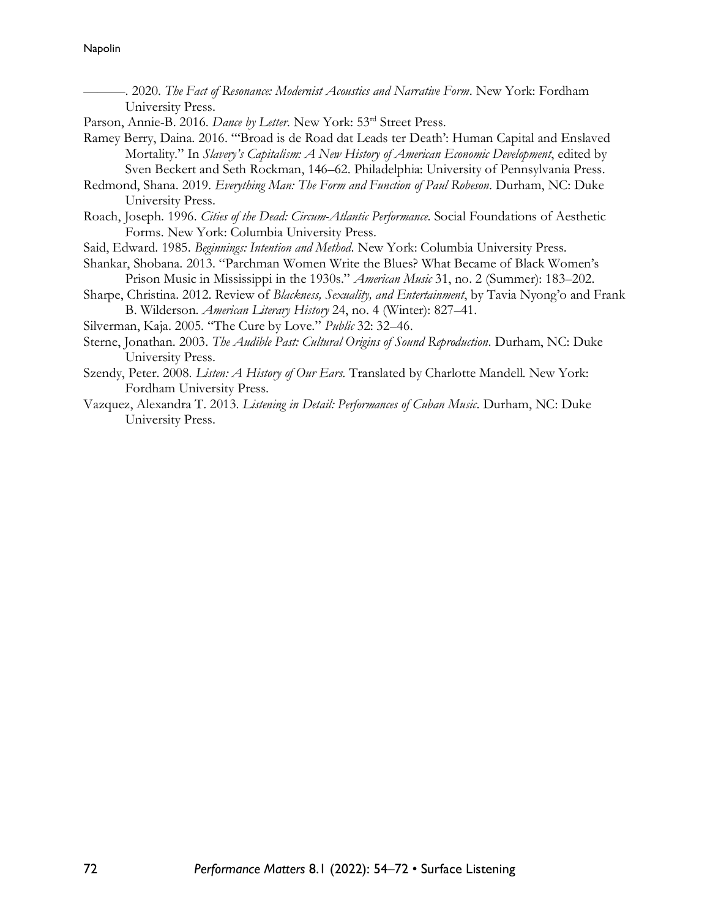———. 2020. *The Fact of Resonance: Modernist Acoustics and Narrative Form*. New York: Fordham University Press.

Parson, Annie-B. 2016. *Dance by Letter*. New York: 53rd Street Press.

Ramey Berry, Daina. 2016. "'Broad is de Road dat Leads ter Death': Human Capital and Enslaved Mortality." In *Slavery's Capitalism: A New History of American Economic Development*, edited by Sven Beckert and Seth Rockman, 146–62. Philadelphia: University of Pennsylvania Press.

Redmond, Shana. 2019. *Everything Man: The Form and Function of Paul Robeson*. Durham, NC: Duke University Press.

Roach, Joseph. 1996. *Cities of the Dead: Circum-Atlantic Performance*. Social Foundations of Aesthetic Forms. New York: Columbia University Press.

Said, Edward. 1985. *Beginnings: Intention and Method*. New York: Columbia University Press.

Shankar, Shobana. 2013. "Parchman Women Write the Blues? What Became of Black Women's Prison Music in Mississippi in the 1930s." *American Music* 31, no. 2 (Summer): 183–202.

Sharpe, Christina. 2012. Review of *Blackness, Sexuality, and Entertainment*, by Tavia Nyong'o and Frank B. Wilderson. *American Literary History* 24, no. 4 (Winter): 827–41.

Silverman, Kaja. 2005. "The Cure by Love." *Public* 32: 32–46.

Sterne, Jonathan. 2003. *The Audible Past: Cultural Origins of Sound Reproduction*. Durham, NC: Duke University Press.

Szendy, Peter. 2008. *Listen: A History of Our Ears*. Translated by Charlotte Mandell. New York: Fordham University Press.

Vazquez, Alexandra T. 2013. *Listening in Detail: Performances of Cuban Music*. Durham, NC: Duke University Press.